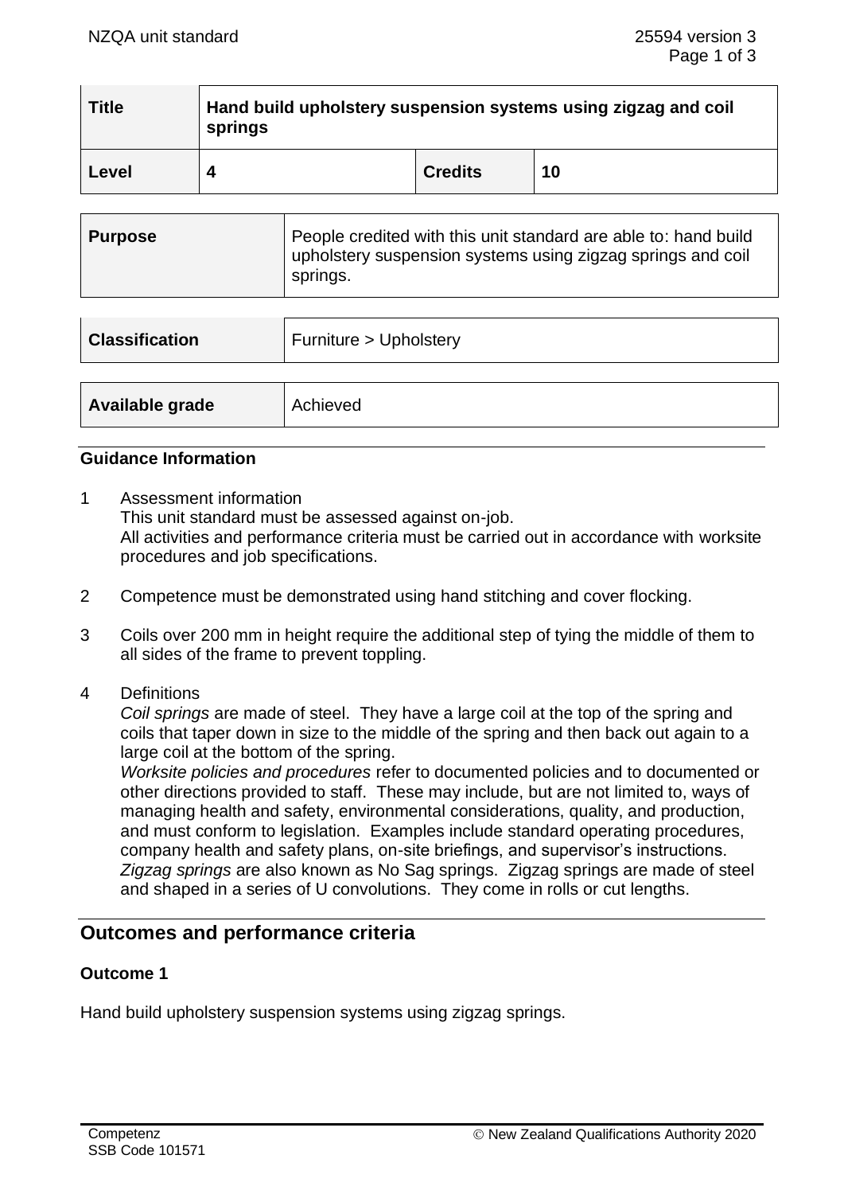| Title | Hand build upholstery suspension systems using zigzag and coil springs | | |
|---|---|---|---|
| Level | 4 | Credits | 10 |

| Purpose | People credited with this unit standard are able to: hand build upholstery suspension systems using zigzag springs and coil springs. |
|---|---|

| Classification | Furniture > Upholstery |
|---|---|

| Available grade | Achieved |
|---|---|

### Guidance Information

1. Assessment information
   This unit standard must be assessed against on-job.
   All activities and performance criteria must be carried out in accordance with worksite procedures and job specifications.

2. Competence must be demonstrated using hand stitching and cover flocking.

3. Coils over 200 mm in height require the additional step of tying the middle of them to all sides of the frame to prevent toppling.

4. Definitions
   *Coil springs* are made of steel. They have a large coil at the top of the spring and coils that taper down in size to the middle of the spring and then back out again to a large coil at the bottom of the spring.
   *Worksite policies and procedures* refer to documented policies and to documented or other directions provided to staff. These may include, but are not limited to, ways of managing health and safety, environmental considerations, quality, and production, and must conform to legislation. Examples include standard operating procedures, company health and safety plans, on-site briefings, and supervisor's instructions.
   *Zigzag springs* are also known as No Sag springs. Zigzag springs are made of steel and shaped in a series of U convolutions. They come in rolls or cut lengths.

## Outcomes and performance criteria

### Outcome 1

Hand build upholstery suspension systems using zigzag springs.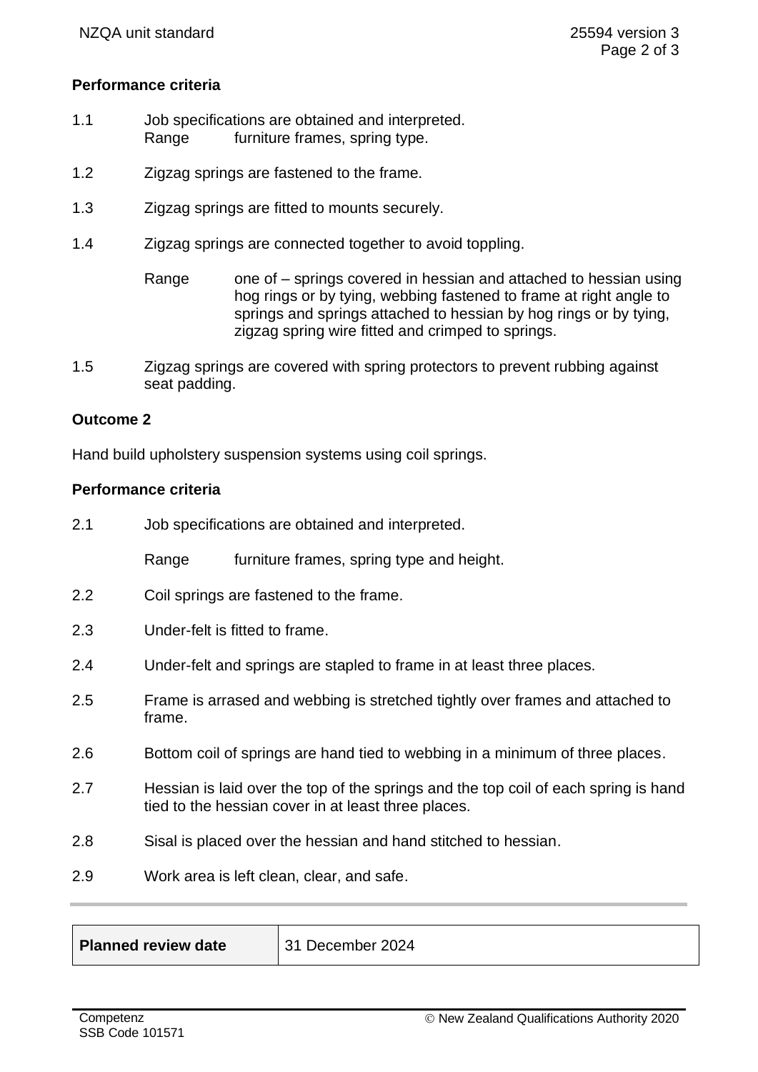### Performance criteria

1.1 Job specifications are obtained and interpreted.
Range furniture frames, spring type.

1.2 Zigzag springs are fastened to the frame.

1.3 Zigzag springs are fitted to mounts securely.

1.4 Zigzag springs are connected together to avoid toppling.

Range one of – springs covered in hessian and attached to hessian using hog rings or by tying, webbing fastened to frame at right angle to springs and springs attached to hessian by hog rings or by tying, zigzag spring wire fitted and crimped to springs.

1.5 Zigzag springs are covered with spring protectors to prevent rubbing against seat padding.

## Outcome 2

Hand build upholstery suspension systems using coil springs.

### Performance criteria

2.1 Job specifications are obtained and interpreted.

Range furniture frames, spring type and height.

2.2 Coil springs are fastened to the frame.

2.3 Under-felt is fitted to frame.

2.4 Under-felt and springs are stapled to frame in at least three places.

2.5 Frame is arrased and webbing is stretched tightly over frames and attached to frame.

2.6 Bottom coil of springs are hand tied to webbing in a minimum of three places.

2.7 Hessian is laid over the top of the springs and the top coil of each spring is hand tied to the hessian cover in at least three places.

2.8 Sisal is placed over the hessian and hand stitched to hessian.

2.9 Work area is left clean, clear, and safe.

| **Planned review date** | 31 December 2024 |
|---|---|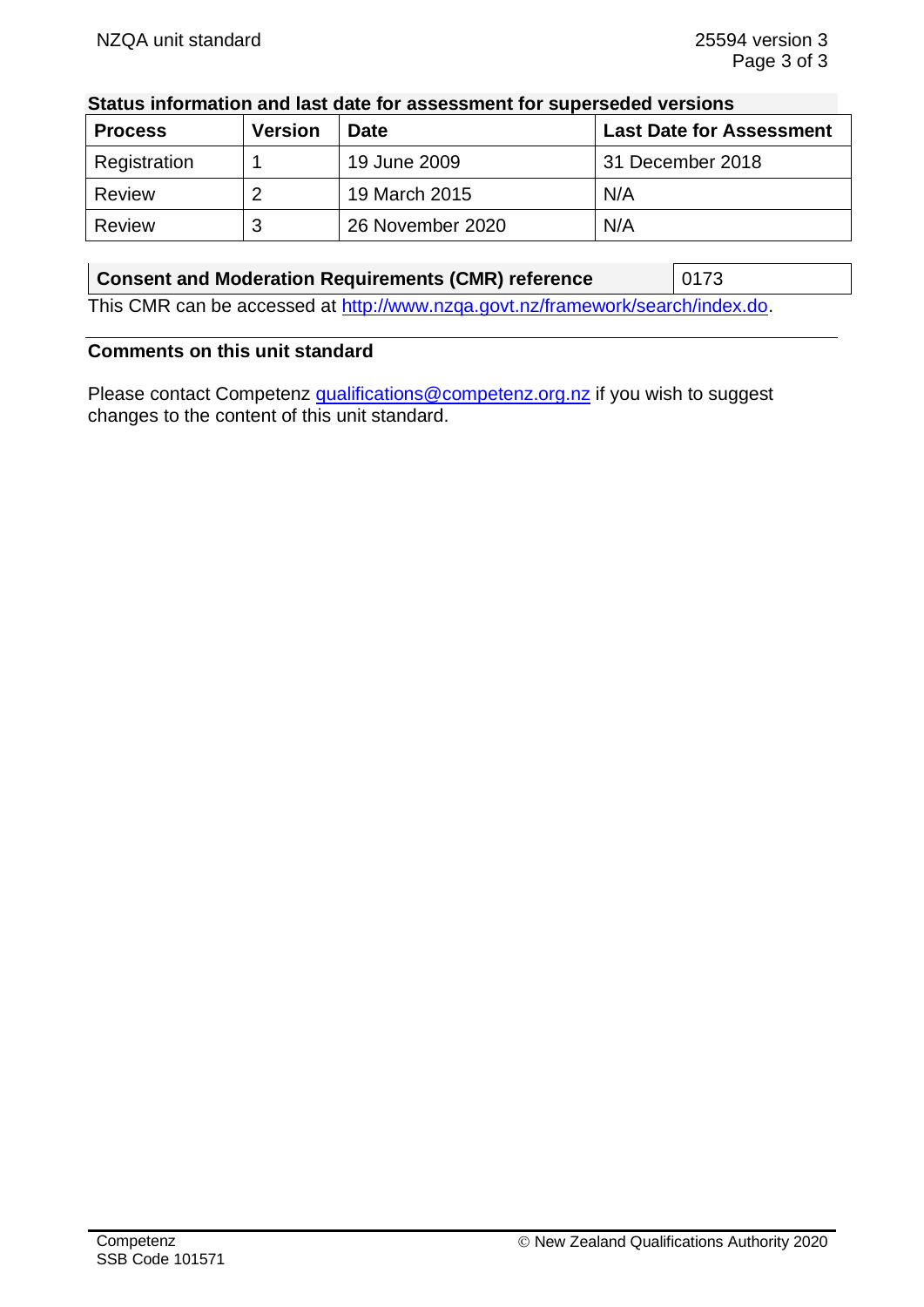**Status information and last date for assessment for superseded versions**

| Process | Version | Date | Last Date for Assessment |
|---|---|---|---|
| Registration | 1 | 19 June 2009 | 31 December 2018 |
| Review | 2 | 19 March 2015 | N/A |
| Review | 3 | 26 November 2020 | N/A |

| | |
|---|---|
| **Consent and Moderation Requirements (CMR) reference** | 0173 |

This CMR can be accessed at http://www.nzqa.govt.nz/framework/search/index.do.

**Comments on this unit standard**

Please contact Competenz qualifications@competenz.org.nz if you wish to suggest changes to the content of this unit standard.